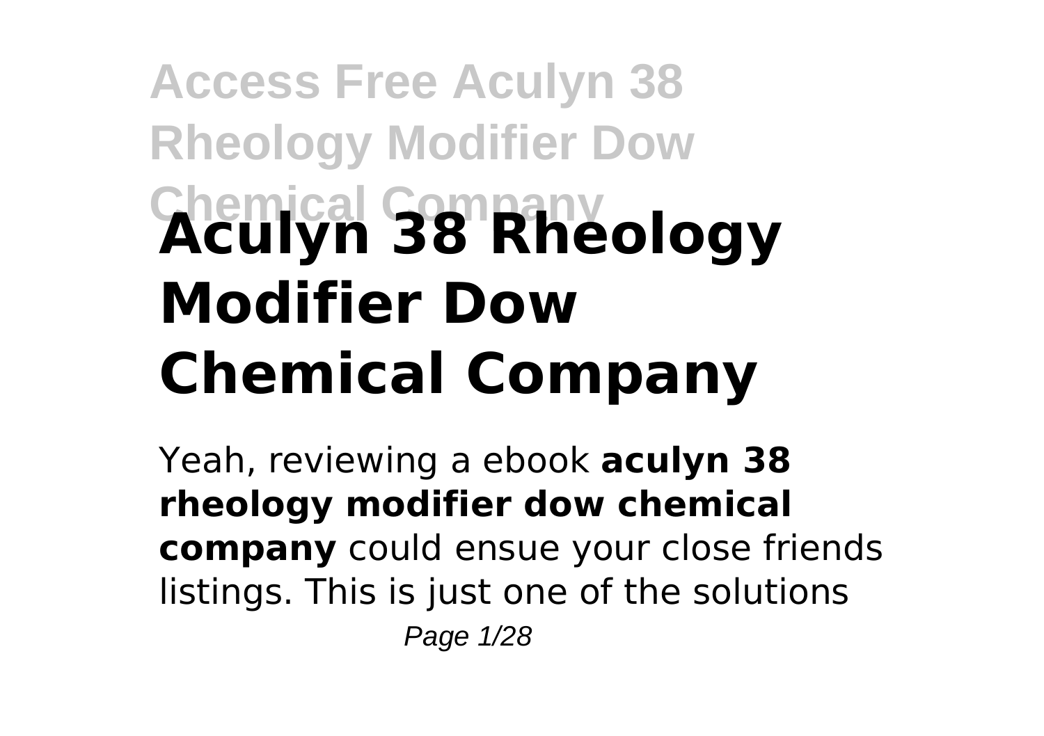# Aculyn 38 Rheology Modifier Dow Chemical Company

Yeah, reviewing a ebook **aculyn 38 rheology modifier dow chemical company** could ensue your close friends listings. This is just one of the solutions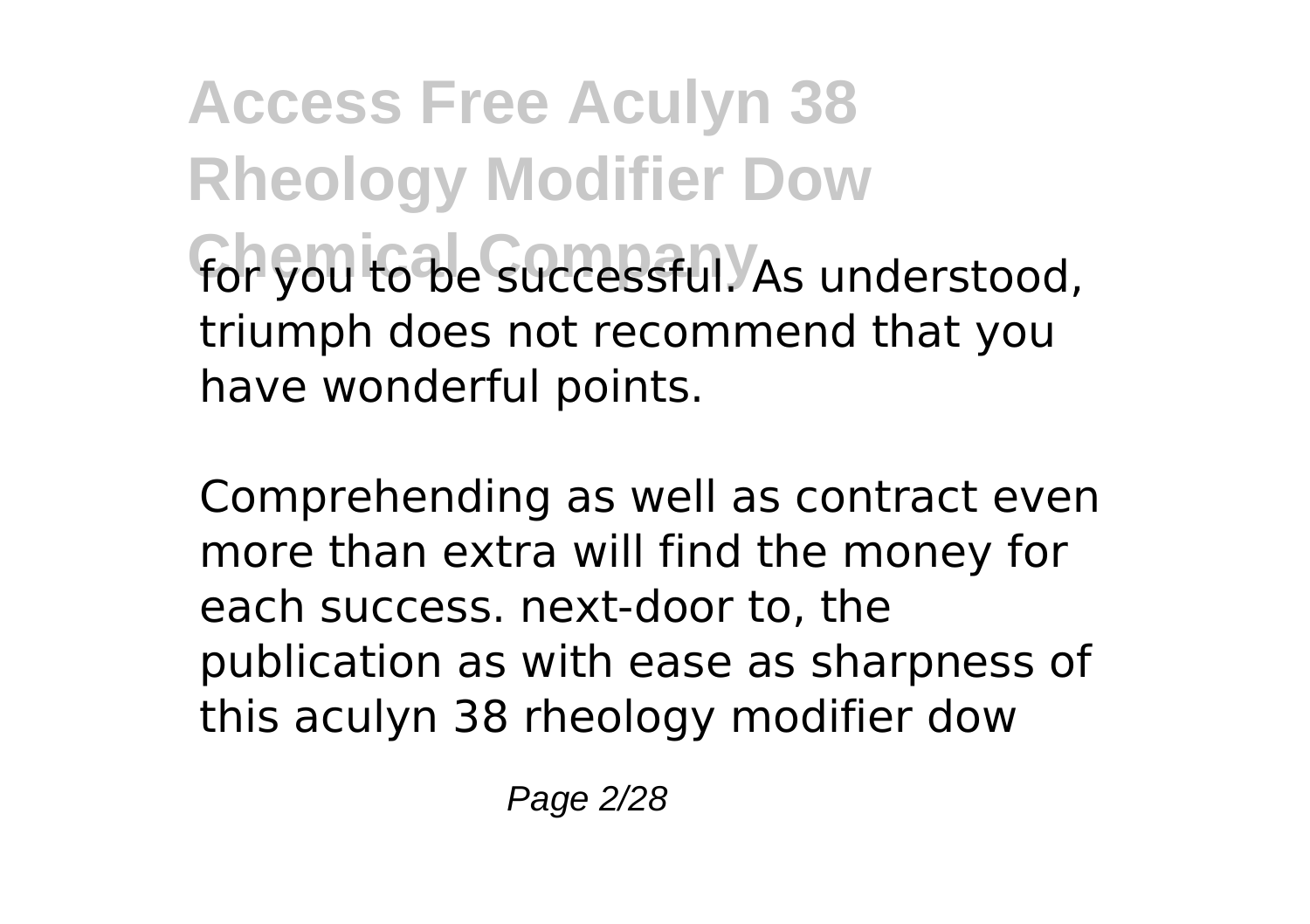for you to be successful. As understood, triumph does not recommend that you have wonderful points.

Comprehending as well as contract even more than extra will find the money for each success. next-door to, the publication as with ease as sharpness of this aculyn 38 rheology modifier dow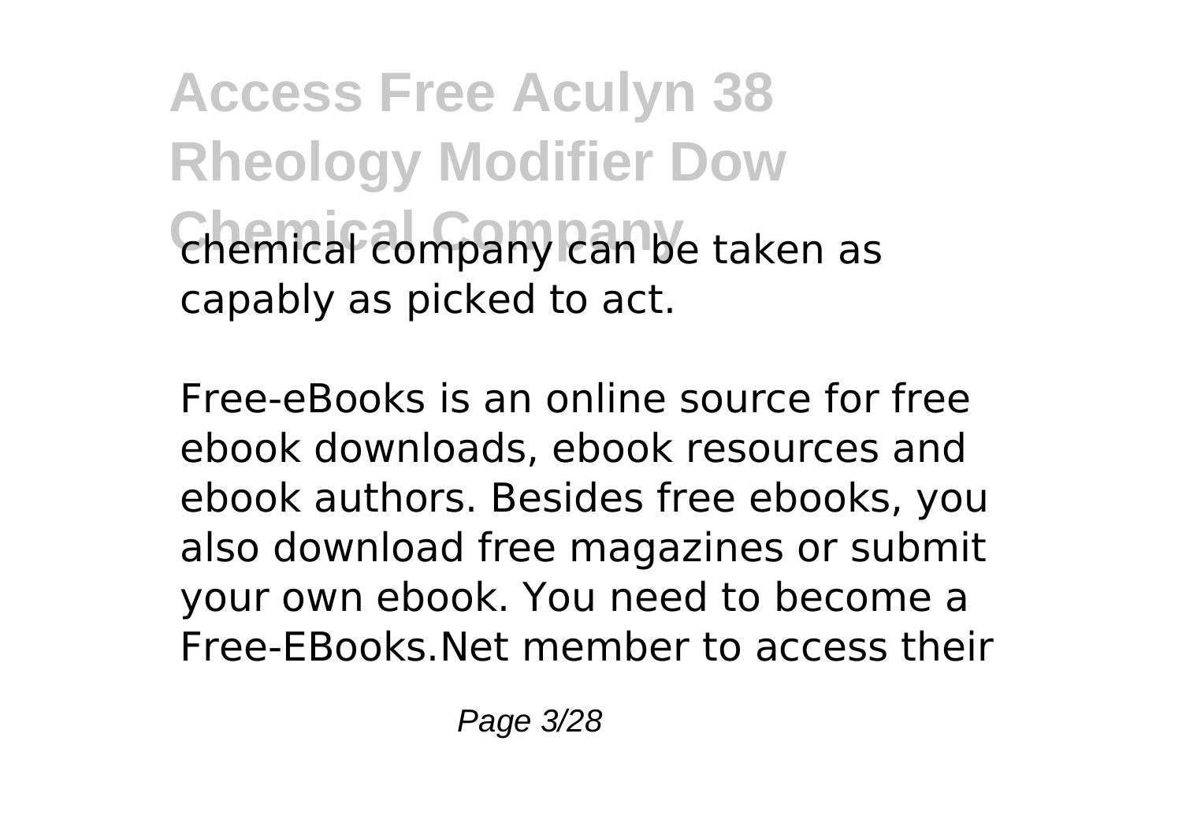chemical company can be taken as capably as picked to act.

Free-eBooks is an online source for free ebook downloads, ebook resources and ebook authors. Besides free ebooks, you also download free magazines or submit your own ebook. You need to become a Free-EBooks.Net member to access their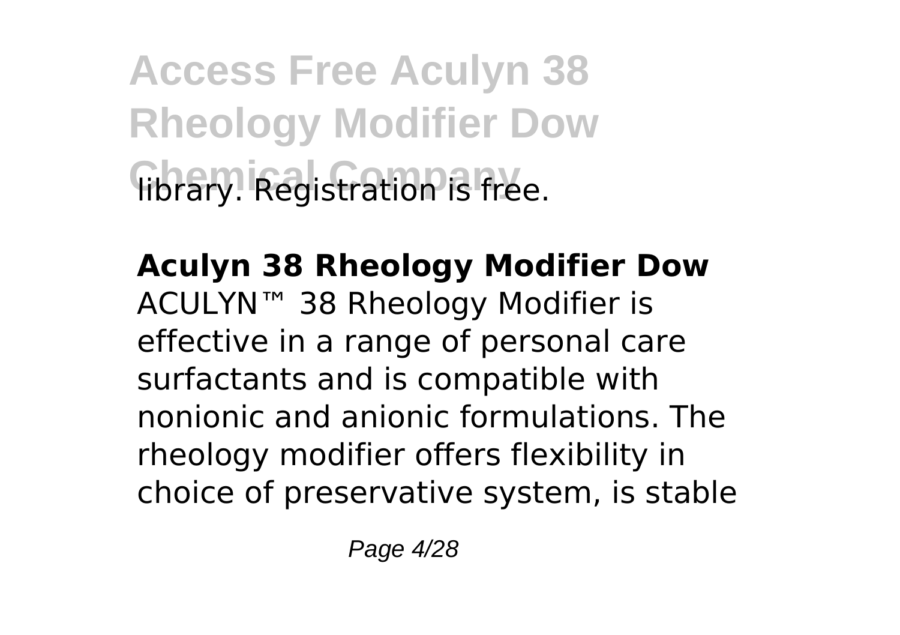library. Registration is free.

**Aculyn 38 Rheology Modifier Dow**

ACULYN™ 38 Rheology Modifier is effective in a range of personal care surfactants and is compatible with nonionic and anionic formulations. The rheology modifier offers flexibility in choice of preservative system, is stable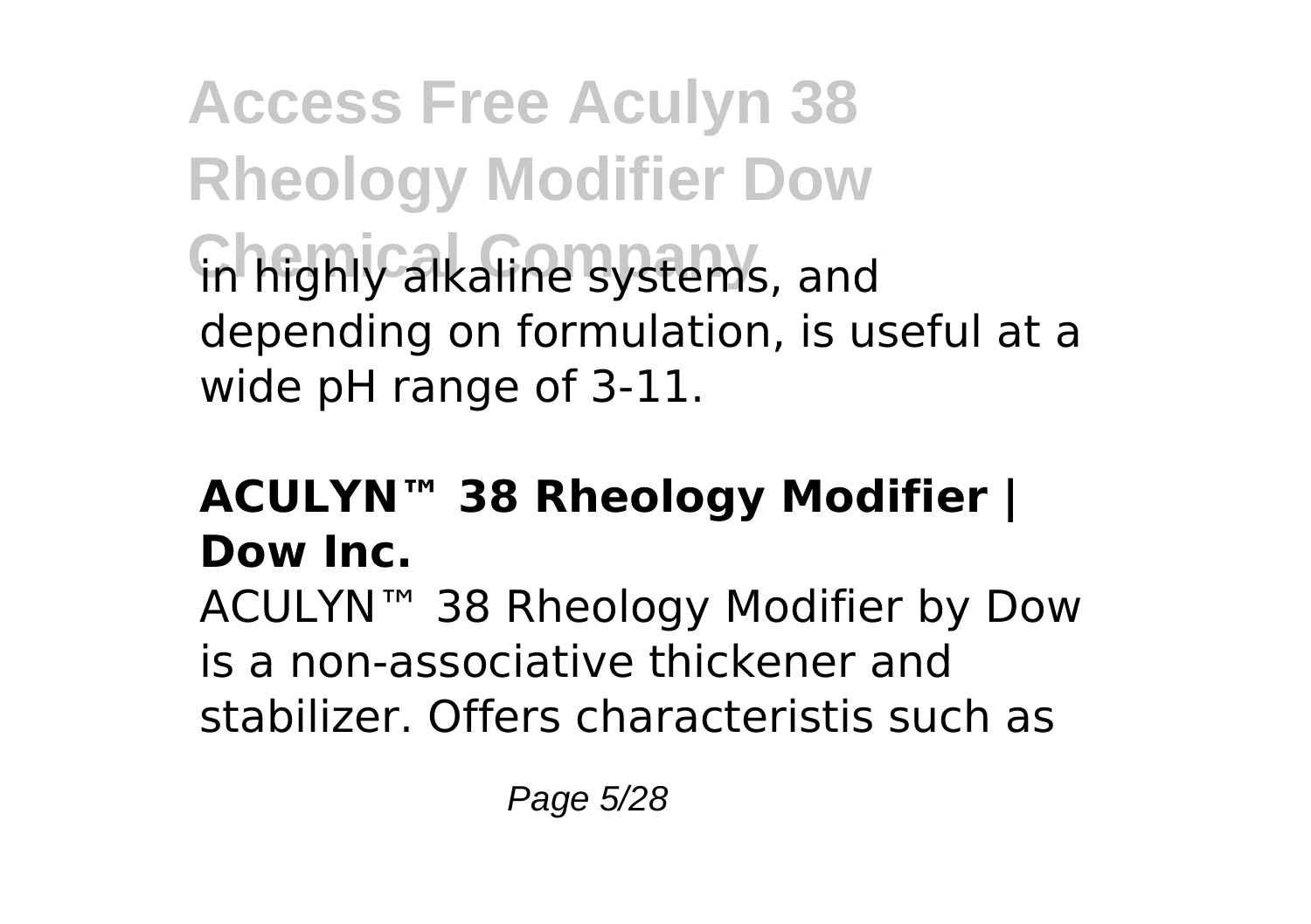in highly alkaline systems, and depending on formulation, is useful at a wide pH range of 3-11.

## ACULYN™ 38 Rheology Modifier | Dow Inc.

ACULYN™ 38 Rheology Modifier by Dow is a non-associative thickener and stabilizer. Offers characteristis such as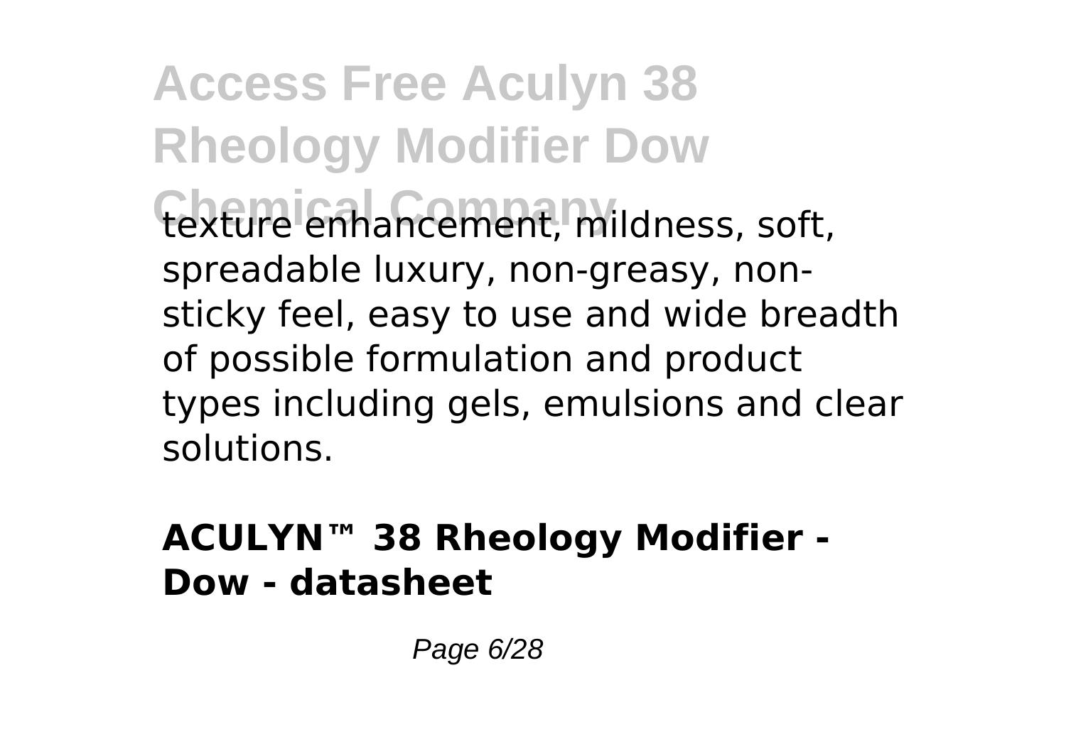texture enhancement, mildness, soft, spreadable luxury, non-greasy, non-sticky feel, easy to use and wide breadth of possible formulation and product types including gels, emulsions and clear solutions.

**ACULYN™ 38 Rheology Modifier - Dow - datasheet**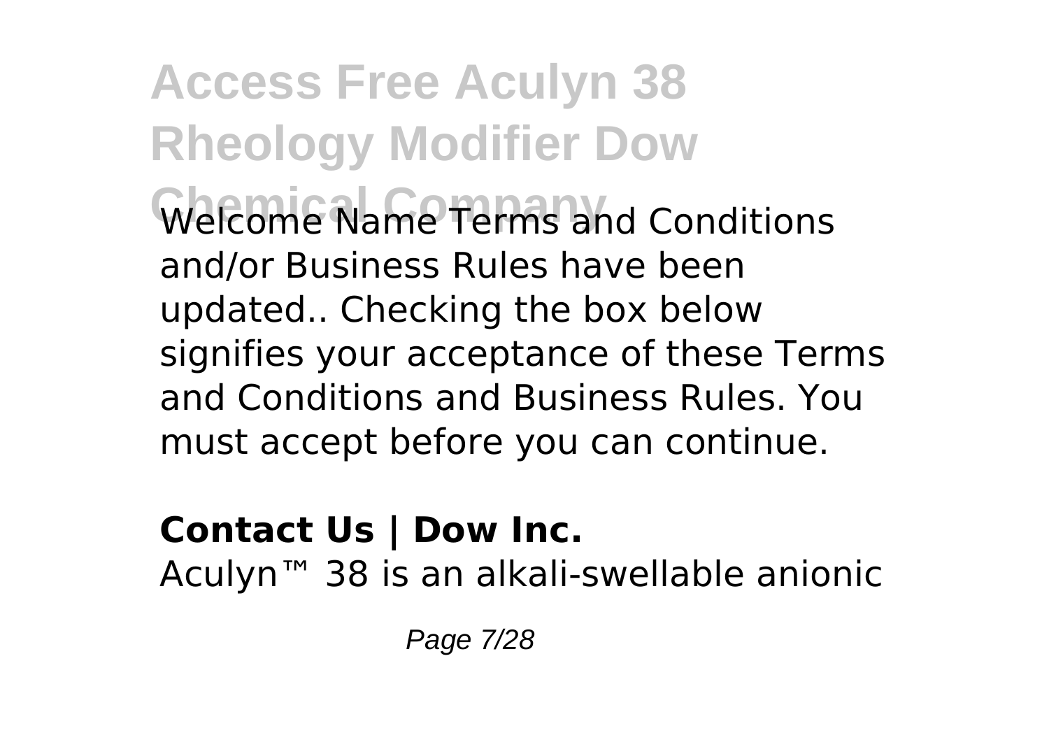Welcome Name Terms and Conditions and/or Business Rules have been updated.. Checking the box below signifies your acceptance of these Terms and Conditions and Business Rules. You must accept before you can continue.

### Contact Us | Dow Inc.

Aculyn™ 38 is an alkali-swellable anionic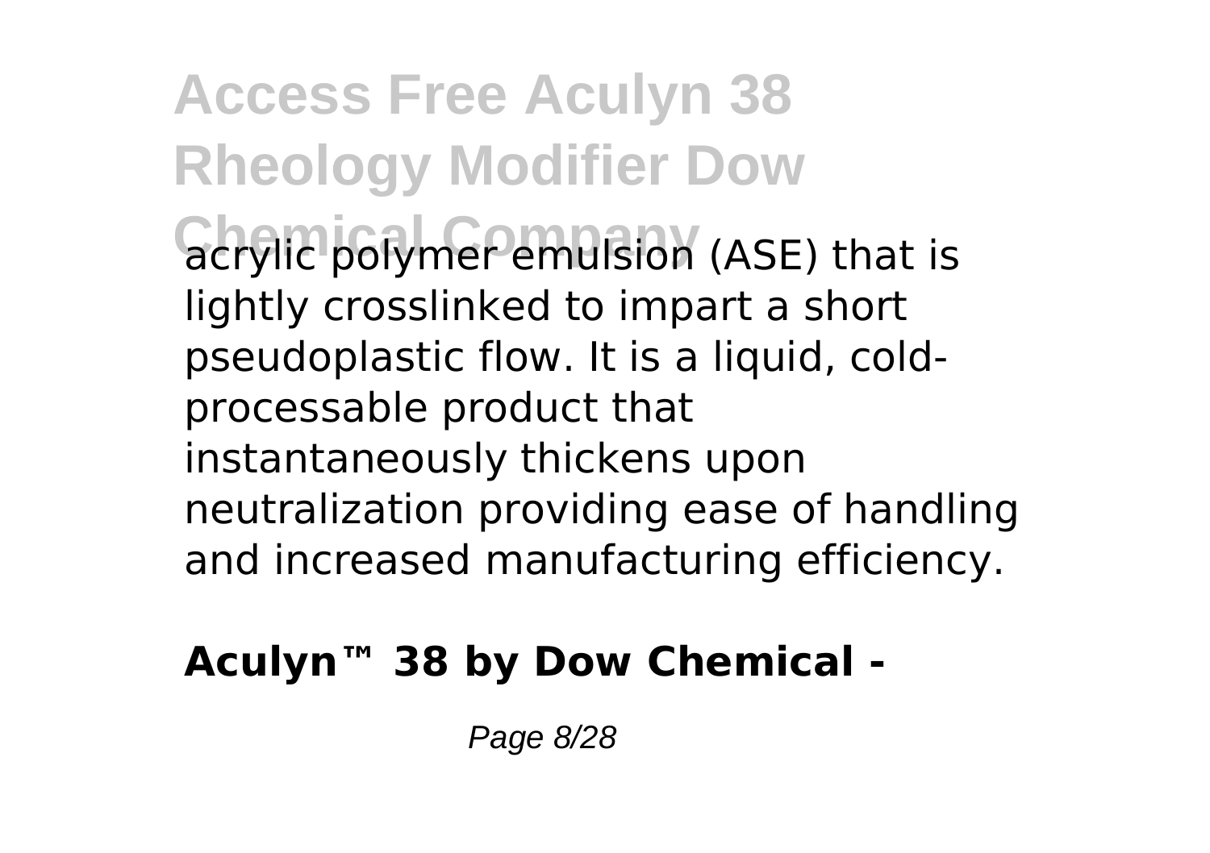acrylic polymer emulsion (ASE) that is lightly crosslinked to impart a short pseudoplastic flow. It is a liquid, cold-processable product that instantaneously thickens upon neutralization providing ease of handling and increased manufacturing efficiency.

**Aculyn™ 38 by Dow Chemical -**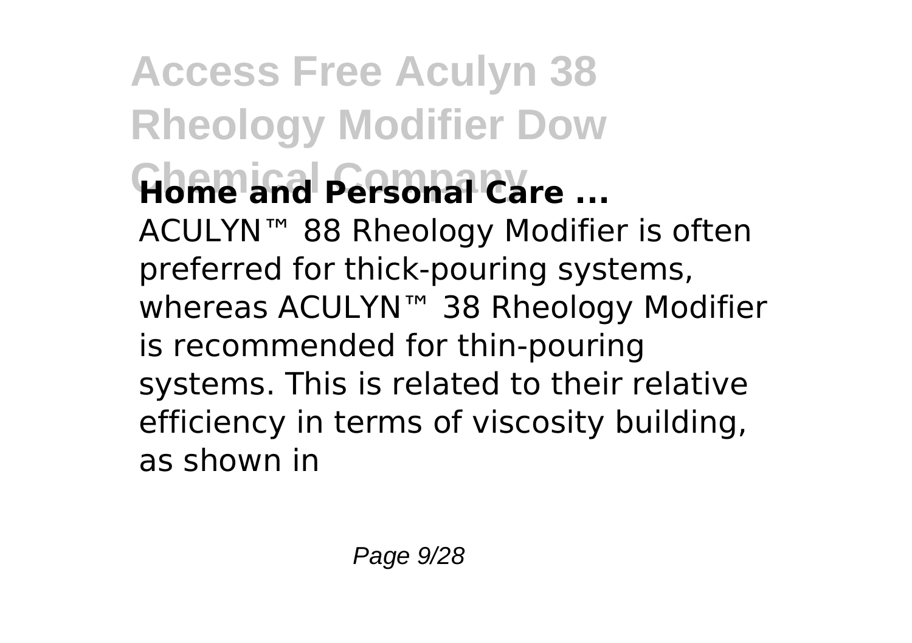# Access Free Aculyn 38 Rheology Modifier Dow Chemical Company

**Home and Personal Care ...**

ACULYN™ 88 Rheology Modifier is often preferred for thick-pouring systems, whereas ACULYN™ 38 Rheology Modifier is recommended for thin-pouring systems. This is related to their relative efficiency in terms of viscosity building, as shown in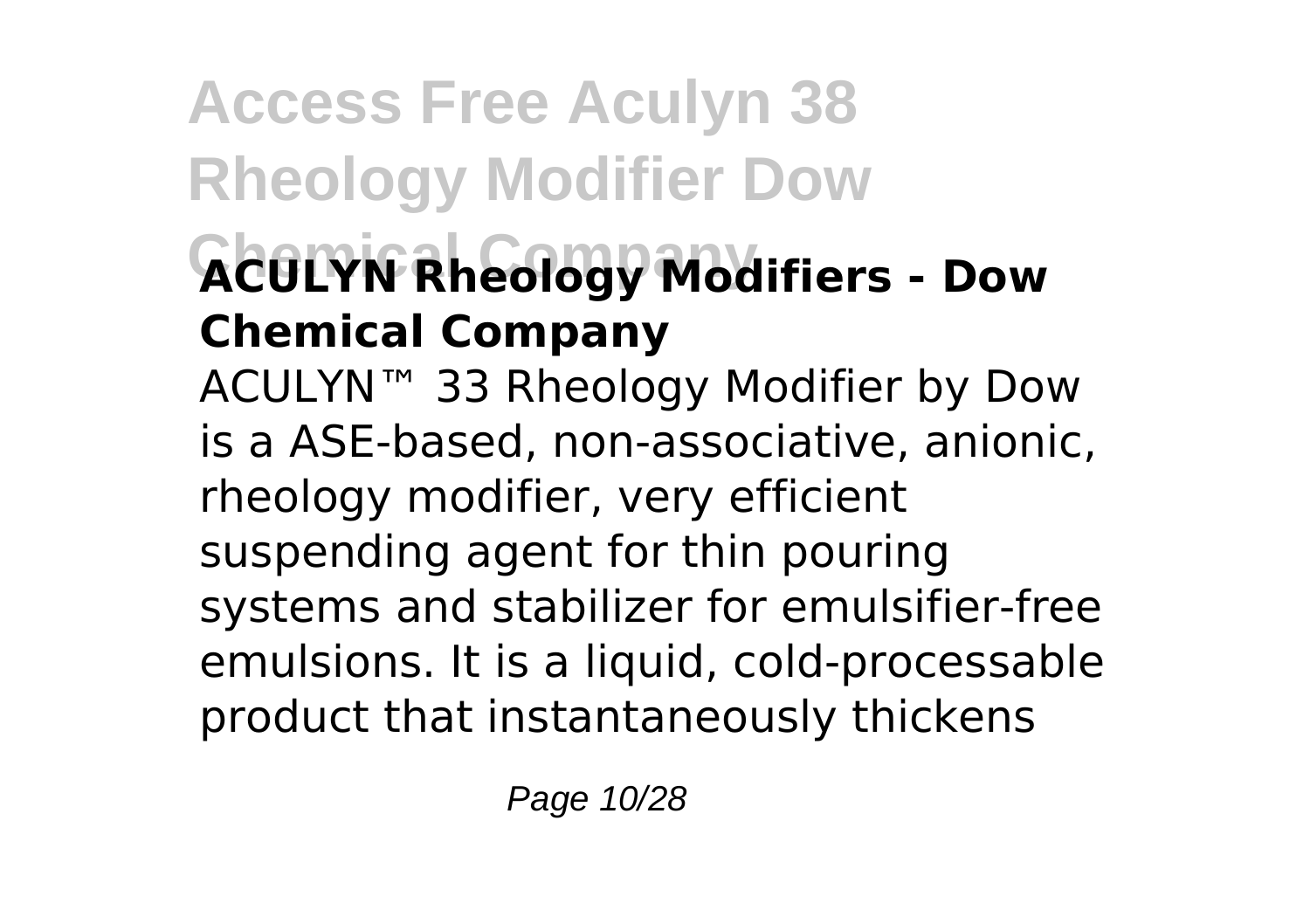### ACULYN Rheology Modifiers - Dow Chemical Company

ACULYN™ 33 Rheology Modifier by Dow is a ASE-based, non-associative, anionic, rheology modifier, very efficient suspending agent for thin pouring systems and stabilizer for emulsifier-free emulsions. It is a liquid, cold-processable product that instantaneously thickens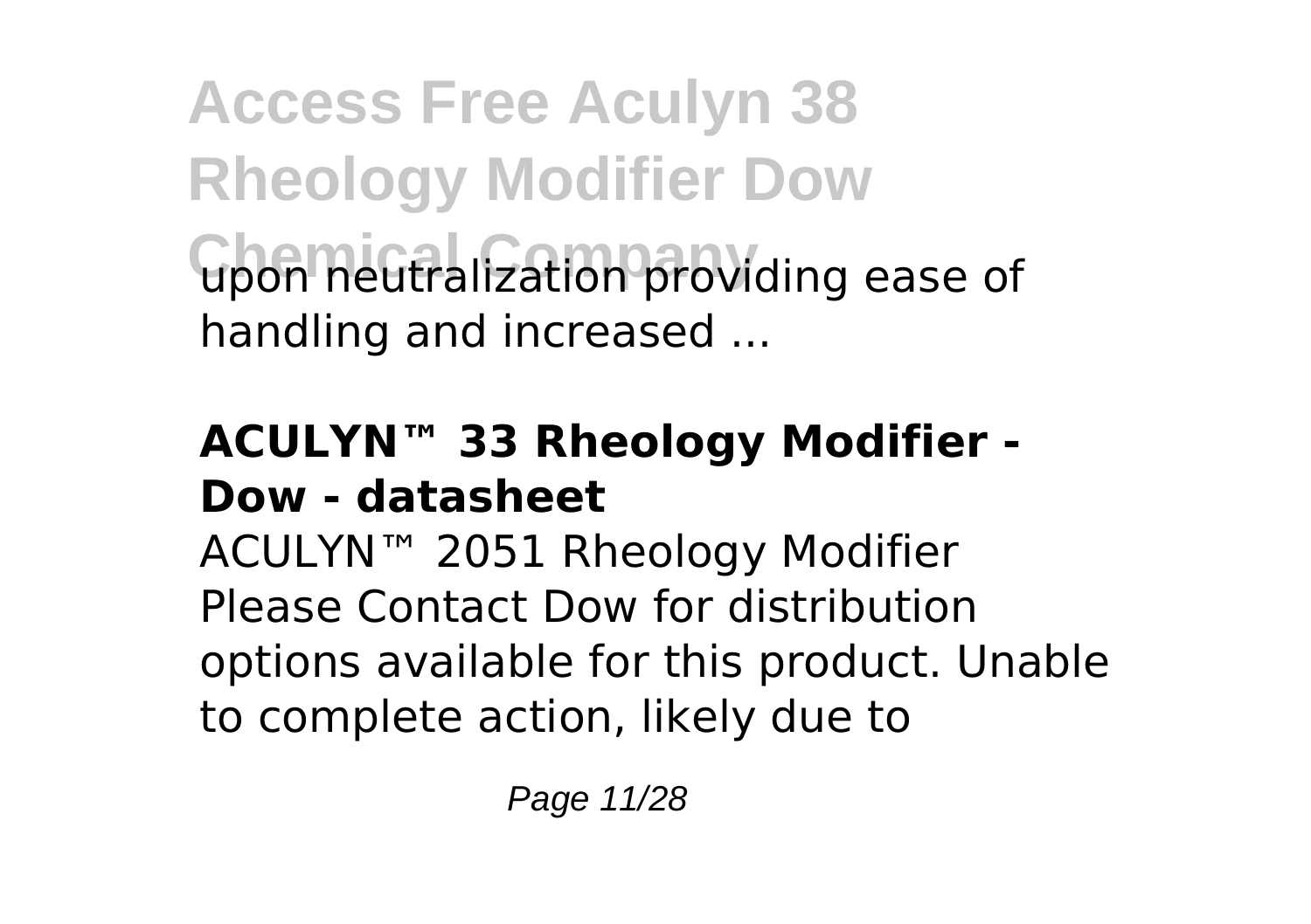upon neutralization providing ease of handling and increased ...

### ACULYN™ 33 Rheology Modifier - Dow - datasheet

ACULYN™ 2051 Rheology Modifier Please Contact Dow for distribution options available for this product. Unable to complete action, likely due to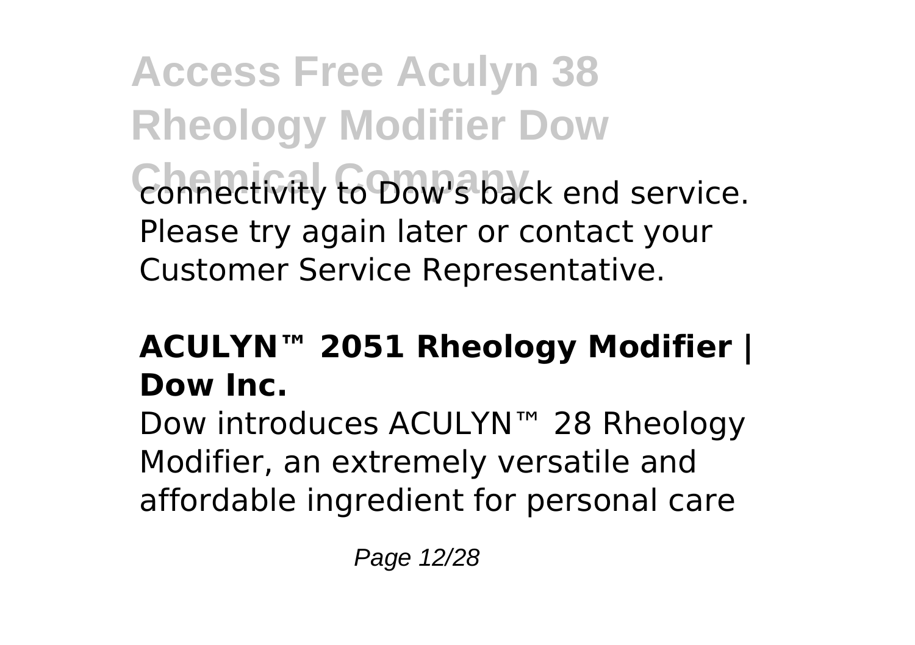connectivity to Dow's back end service. Please try again later or contact your Customer Service Representative.

### ACULYN™ 2051 Rheology Modifier | Dow Inc.

Dow introduces ACULYN™ 28 Rheology Modifier, an extremely versatile and affordable ingredient for personal care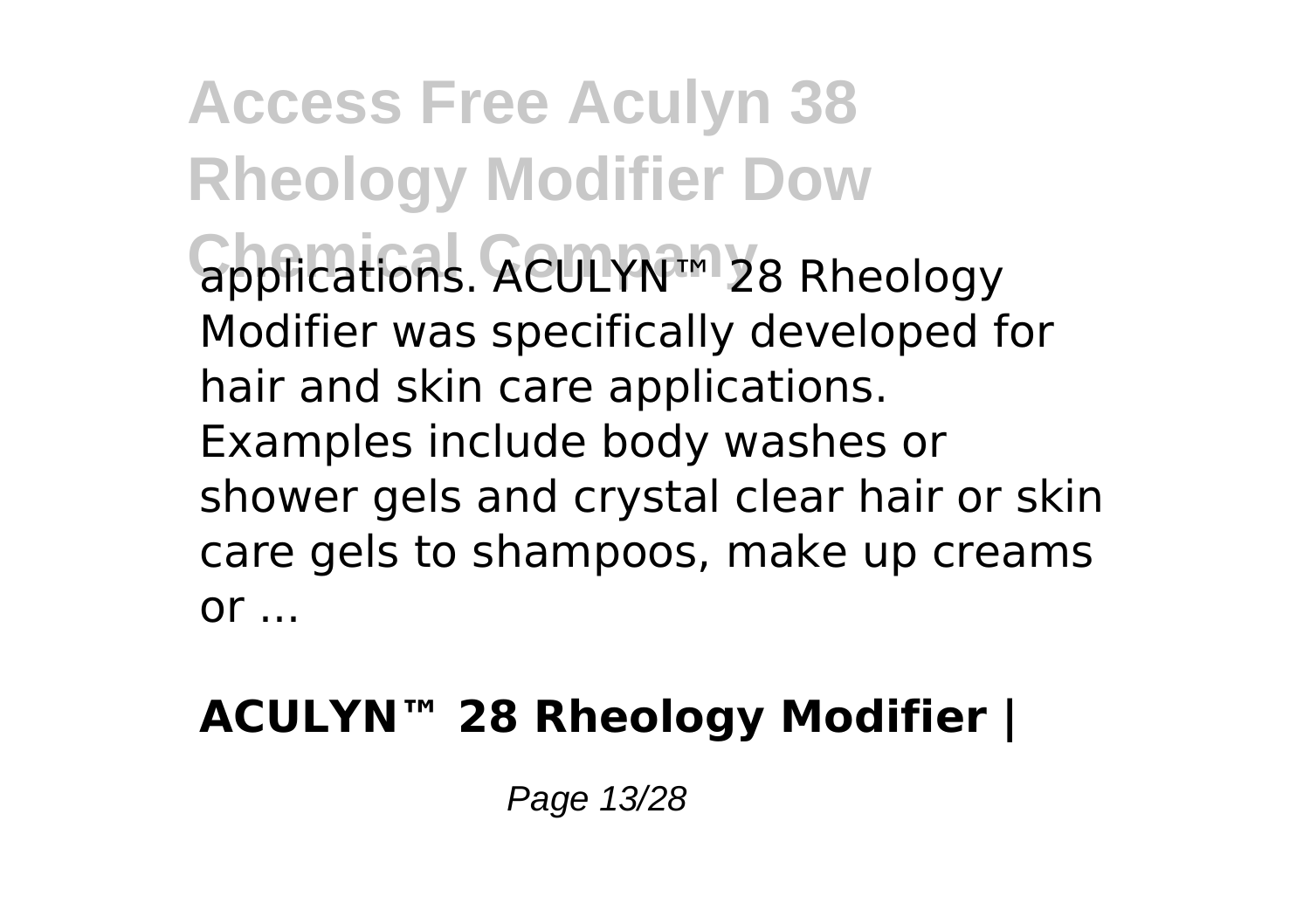applications. ACULYN™ 28 Rheology Modifier was specifically developed for hair and skin care applications. Examples include body washes or shower gels and crystal clear hair or skin care gels to shampoos, make up creams or ...

## ACULYN™ 28 Rheology Modifier |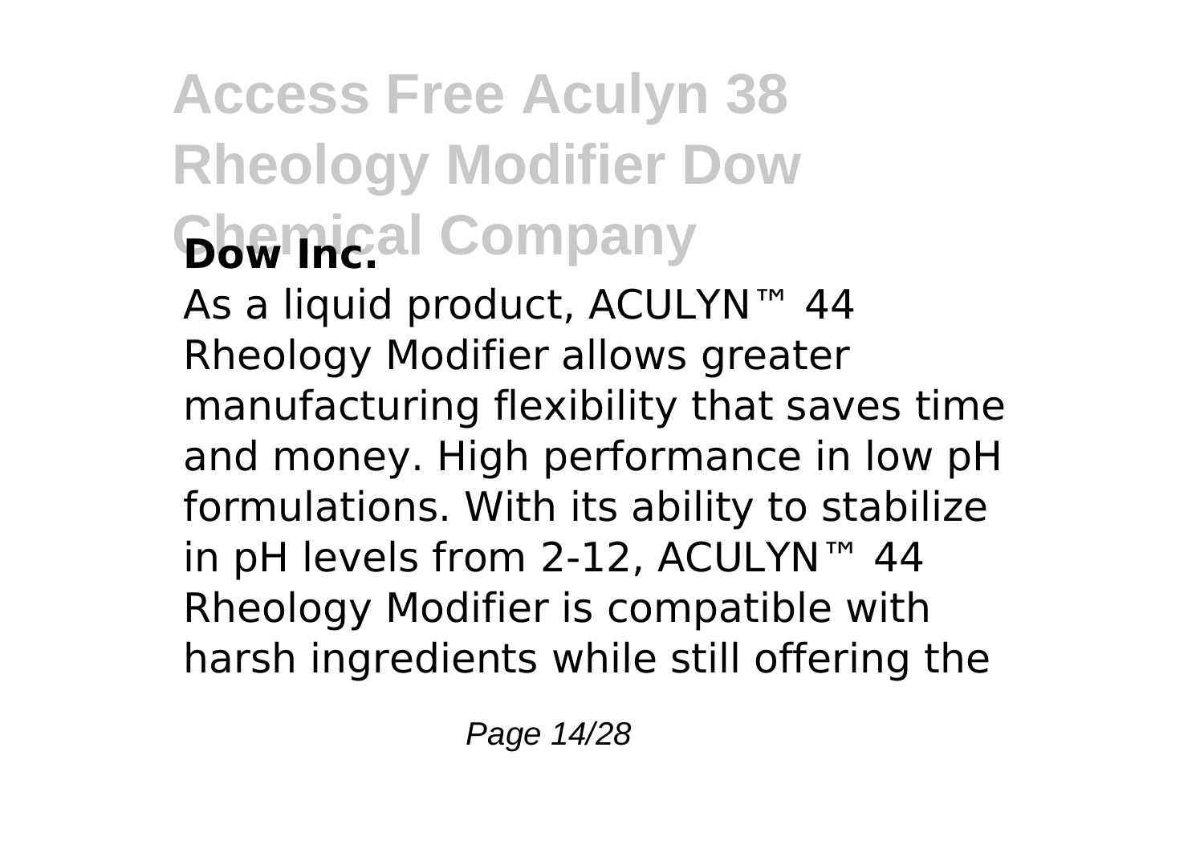### Dow Inc.

As a liquid product, ACULYN™ 44 Rheology Modifier allows greater manufacturing flexibility that saves time and money. High performance in low pH formulations. With its ability to stabilize in pH levels from 2-12, ACULYN™ 44 Rheology Modifier is compatible with harsh ingredients while still offering the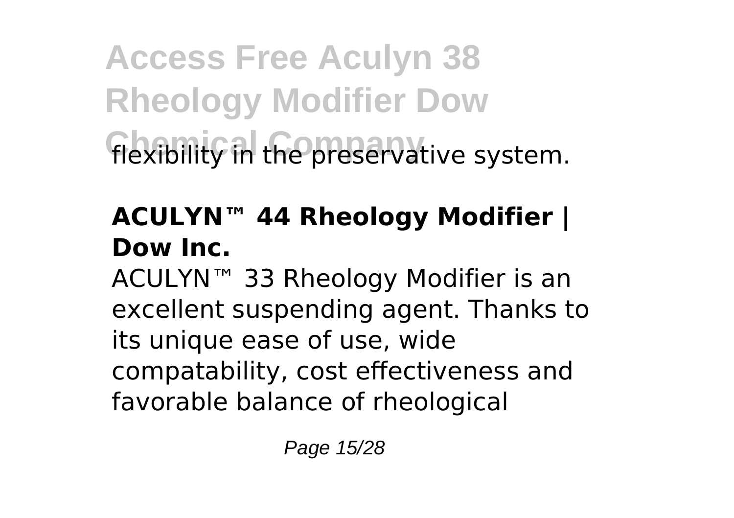flexibility in the preservative system.

## ACULYN™ 44 Rheology Modifier | Dow Inc.

ACULYN™ 33 Rheology Modifier is an excellent suspending agent. Thanks to its unique ease of use, wide compatability, cost effectiveness and favorable balance of rheological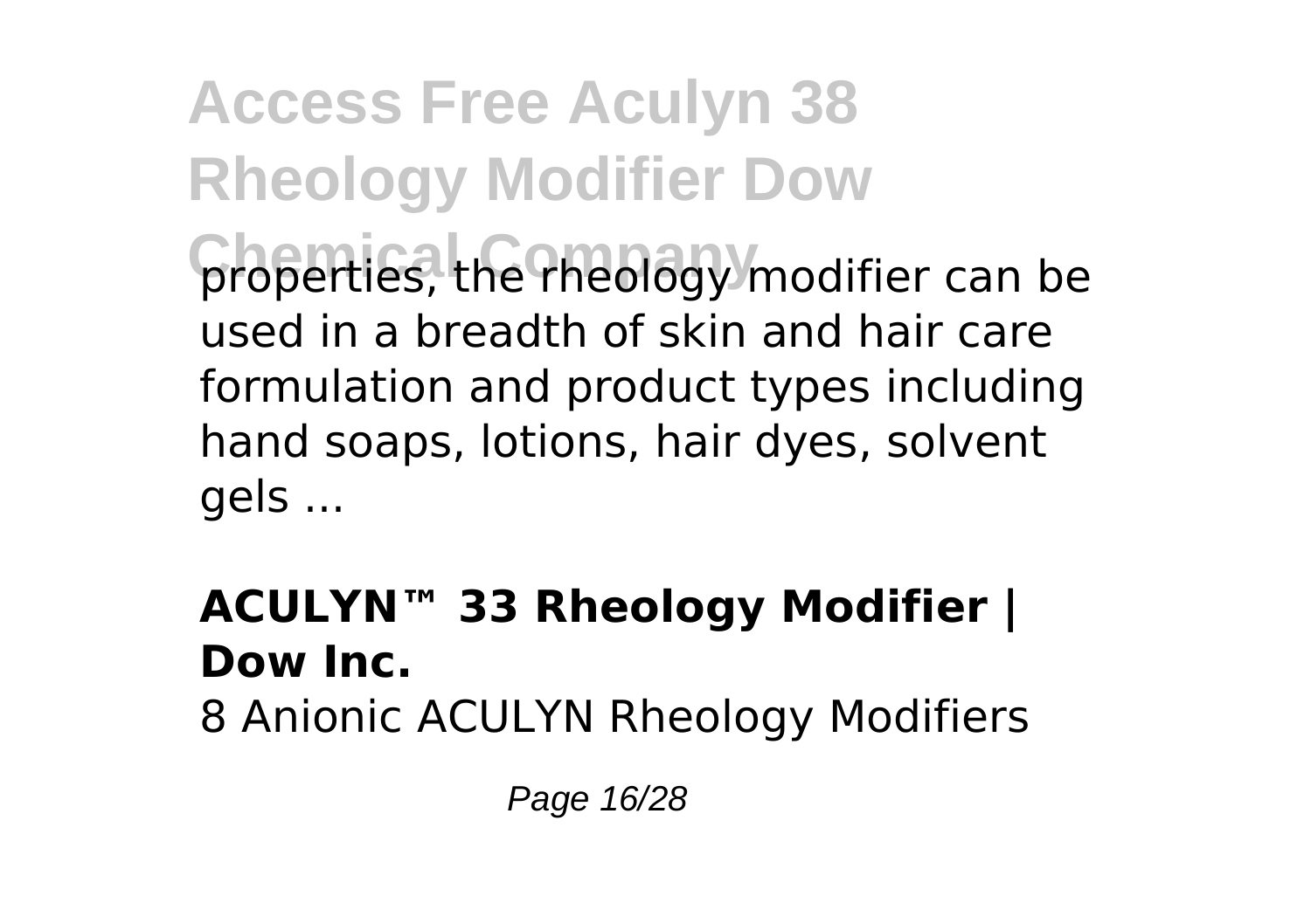properties, the rheology modifier can be used in a breadth of skin and hair care formulation and product types including hand soaps, lotions, hair dyes, solvent gels ...

**ACULYN™ 33 Rheology Modifier | Dow Inc.**

8 Anionic ACULYN Rheology Modifiers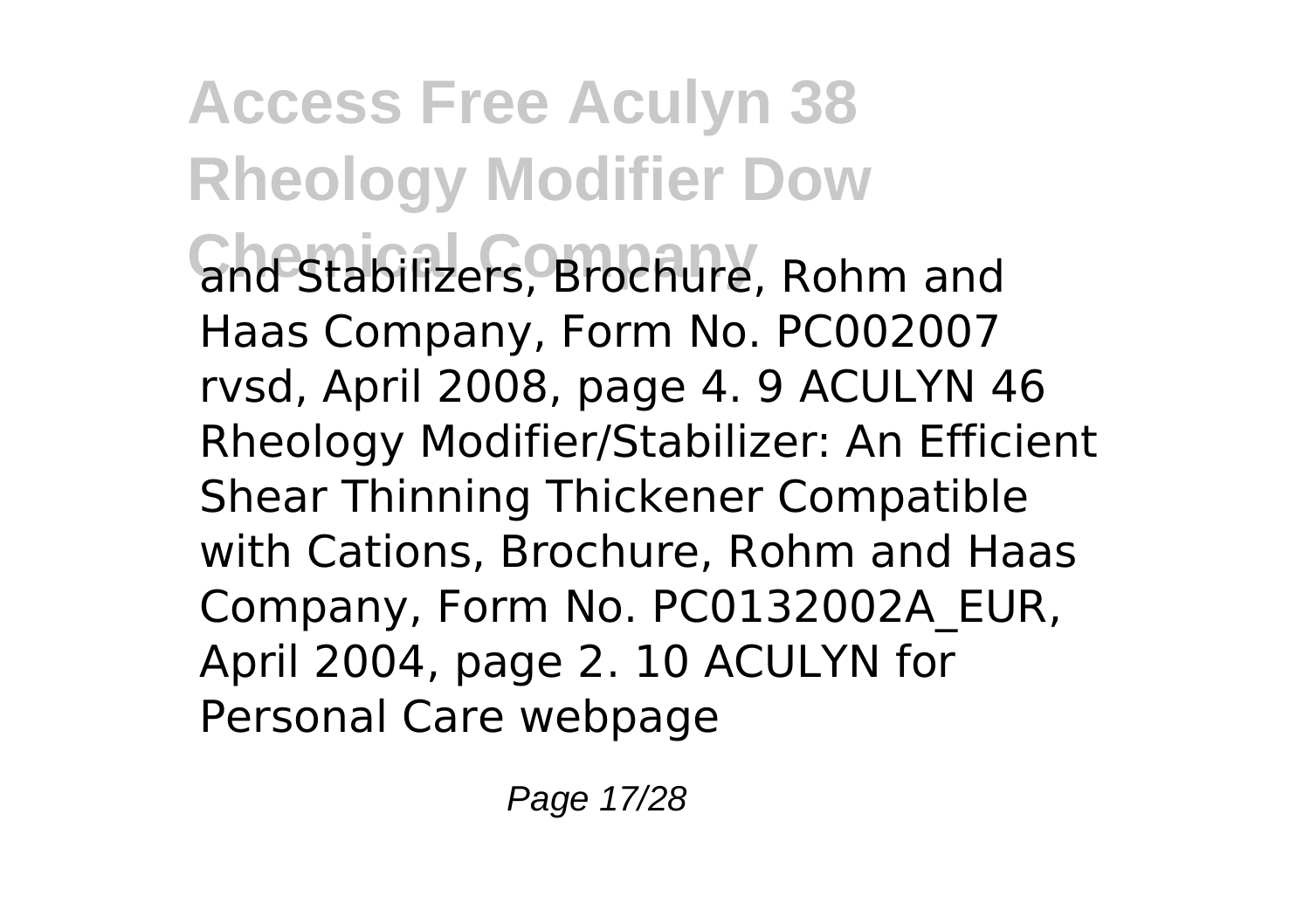and Stabilizers, Brochure, Rohm and Haas Company, Form No. PC002007 rvsd, April 2008, page 4. 9 ACULYN 46 Rheology Modifier/Stabilizer: An Efficient Shear Thinning Thickener Compatible with Cations, Brochure, Rohm and Haas Company, Form No. PC0132002A_EUR, April 2004, page 2. 10 ACULYN for Personal Care webpage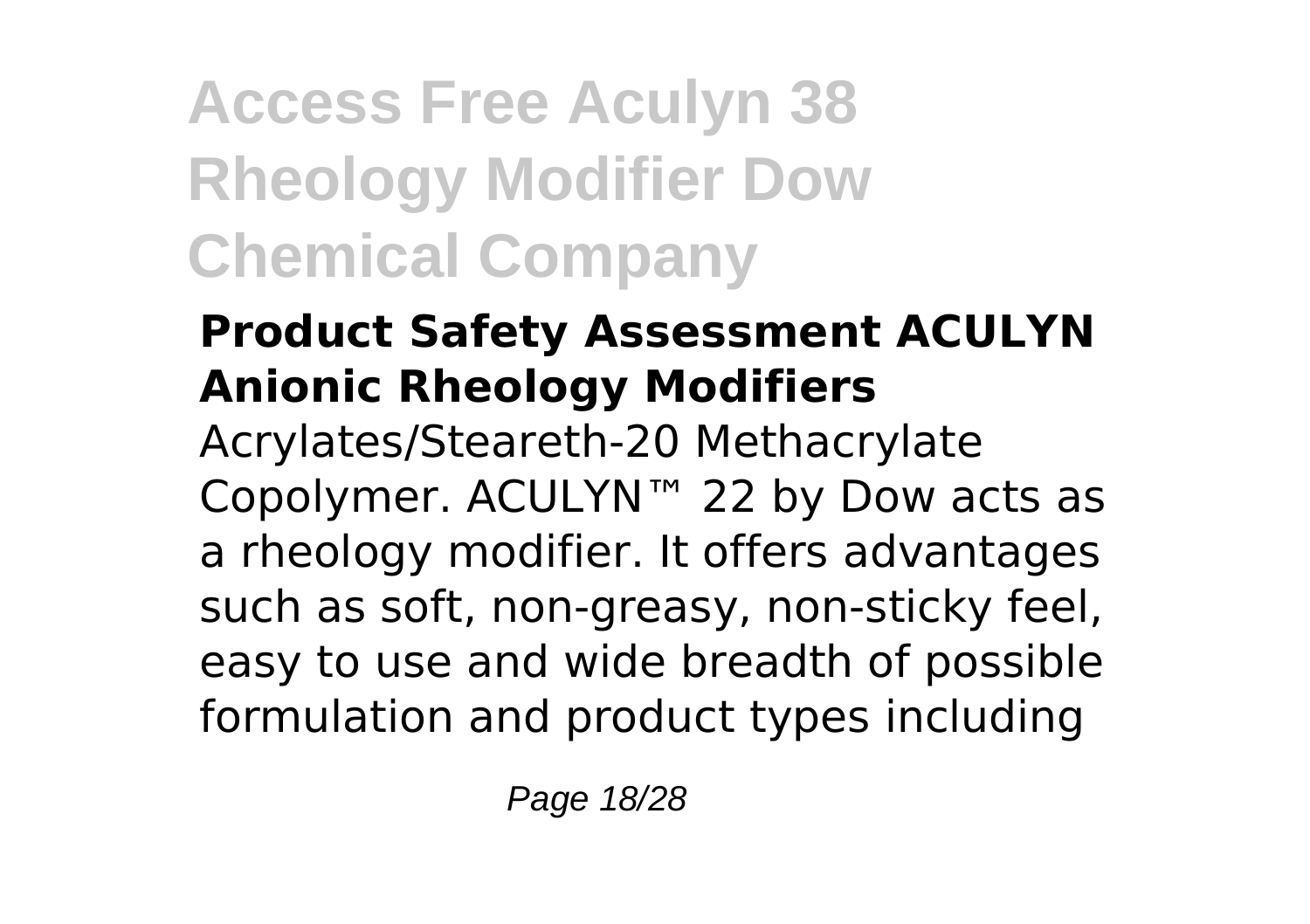## Product Safety Assessment ACULYN Anionic Rheology Modifiers

Acrylates/Steareth-20 Methacrylate Copolymer. ACULYN™ 22 by Dow acts as a rheology modifier. It offers advantages such as soft, non-greasy, non-sticky feel, easy to use and wide breadth of possible formulation and product types including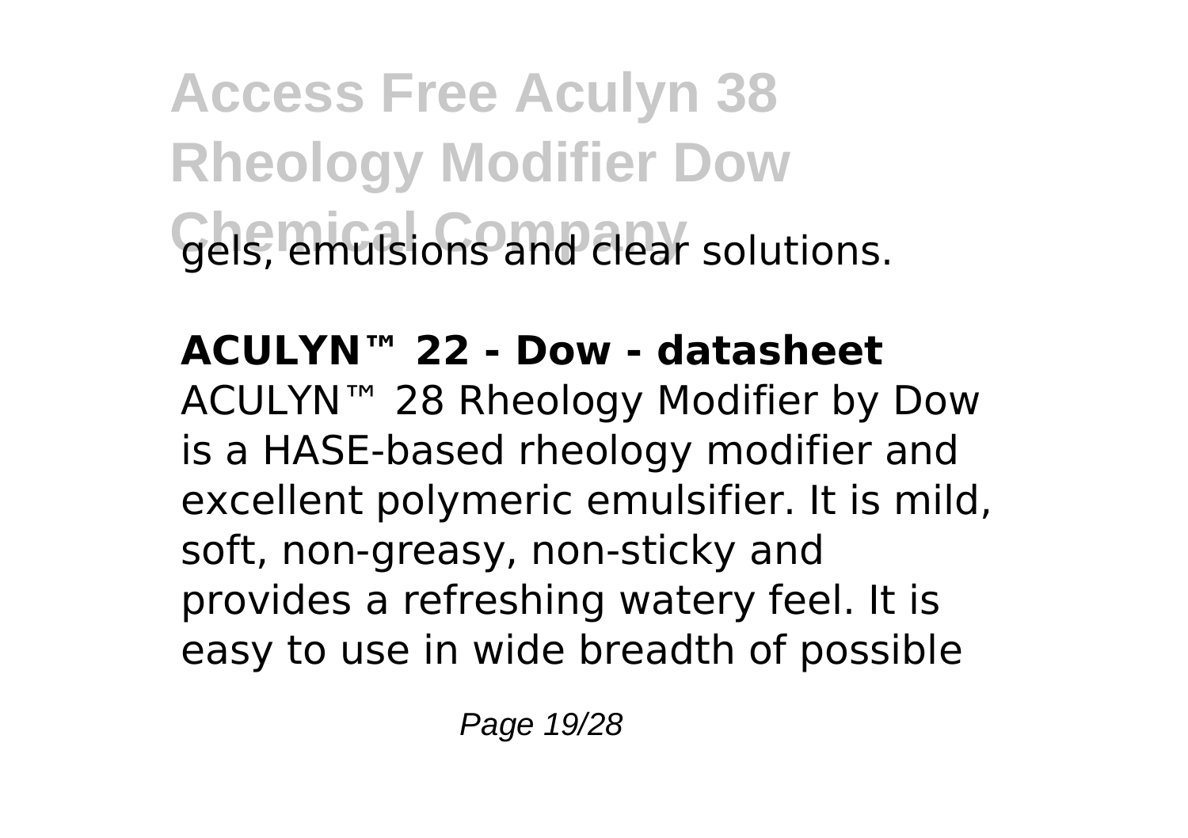gels, emulsions and clear solutions.

**ACULYN™ 22 - Dow - datasheet**

ACULYN™ 28 Rheology Modifier by Dow is a HASE-based rheology modifier and excellent polymeric emulsifier. It is mild, soft, non-greasy, non-sticky and provides a refreshing watery feel. It is easy to use in wide breadth of possible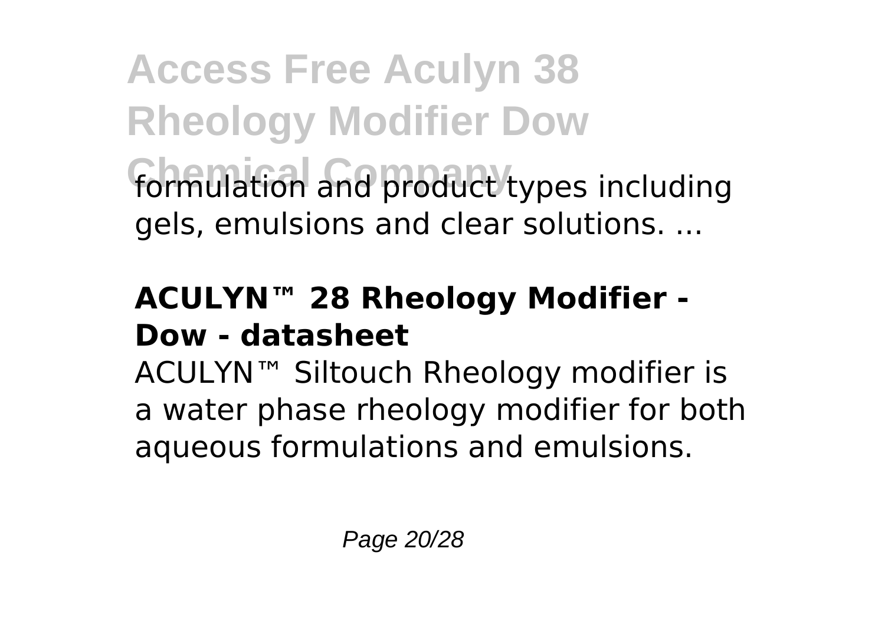formulation and product types including gels, emulsions and clear solutions. ...

### ACULYN™ 28 Rheology Modifier - Dow - datasheet

ACULYN™ Siltouch Rheology modifier is a water phase rheology modifier for both aqueous formulations and emulsions.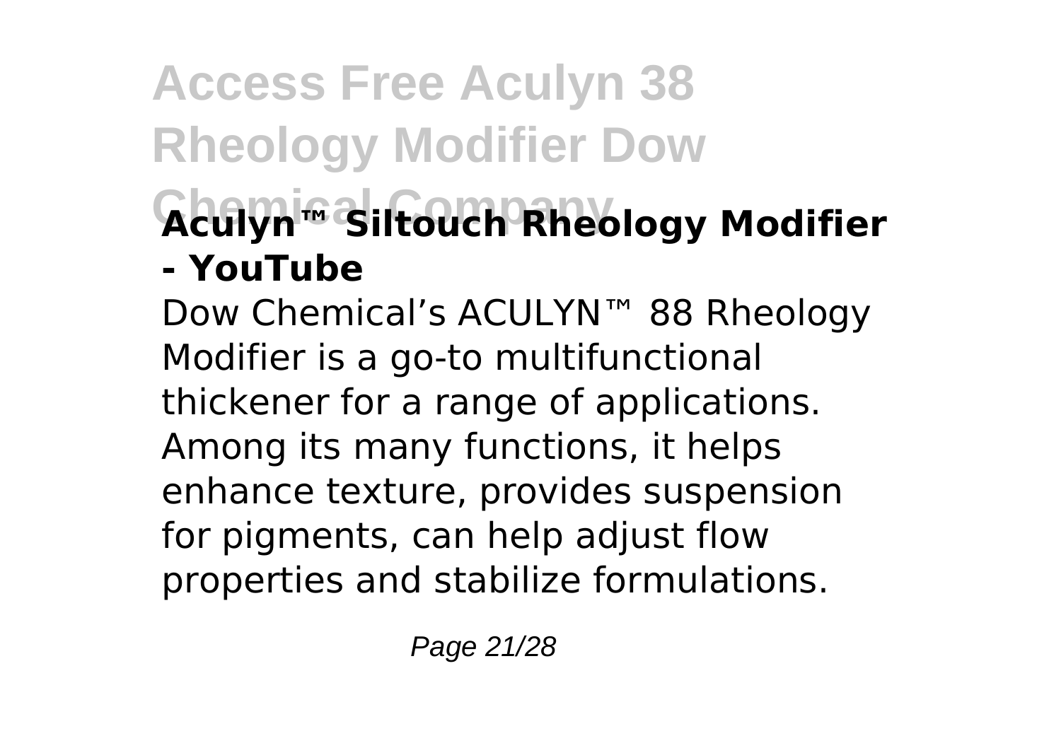### Aculyn™ Siltouch Rheology Modifier - YouTube

Dow Chemical's ACULYN™ 88 Rheology Modifier is a go-to multifunctional thickener for a range of applications. Among its many functions, it helps enhance texture, provides suspension for pigments, can help adjust flow properties and stabilize formulations.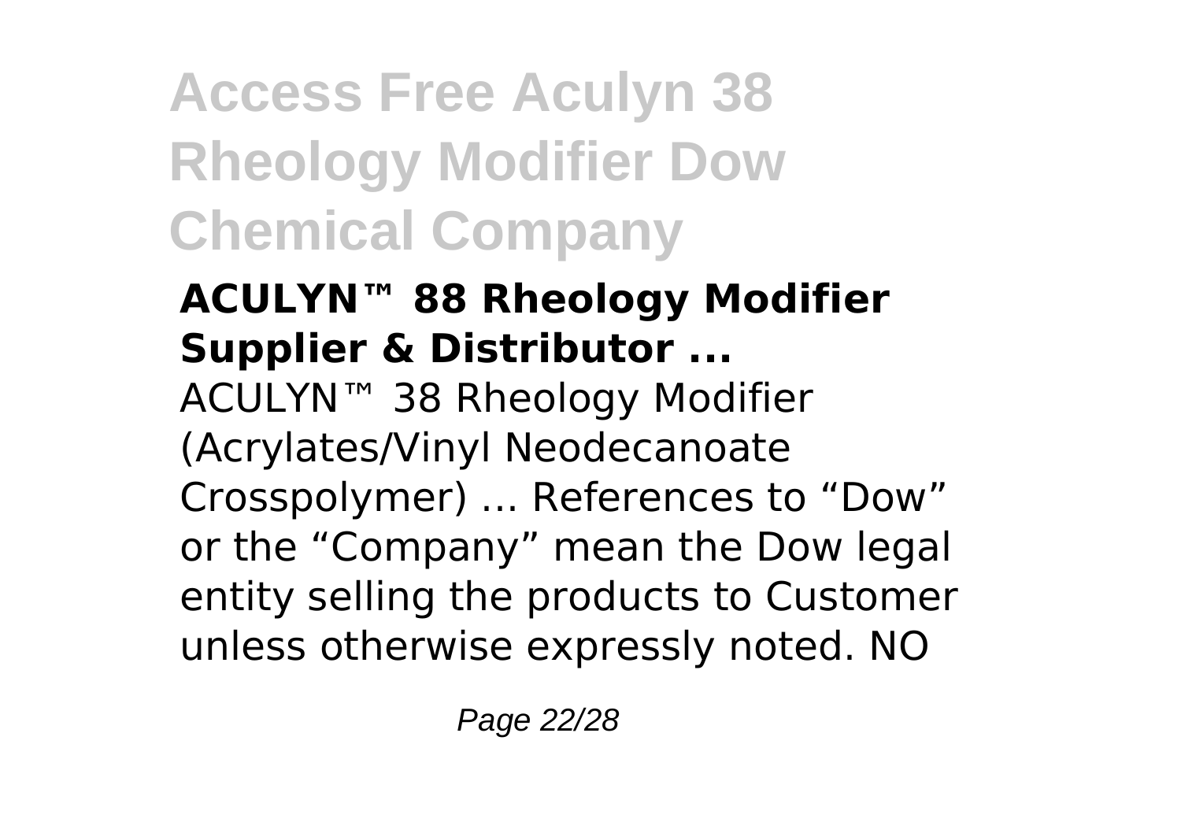### ACULYN™ 88 Rheology Modifier Supplier & Distributor ...

ACULYN™ 38 Rheology Modifier (Acrylates/Vinyl Neodecanoate Crosspolymer) ... References to “Dow” or the “Company” mean the Dow legal entity selling the products to Customer unless otherwise expressly noted. NO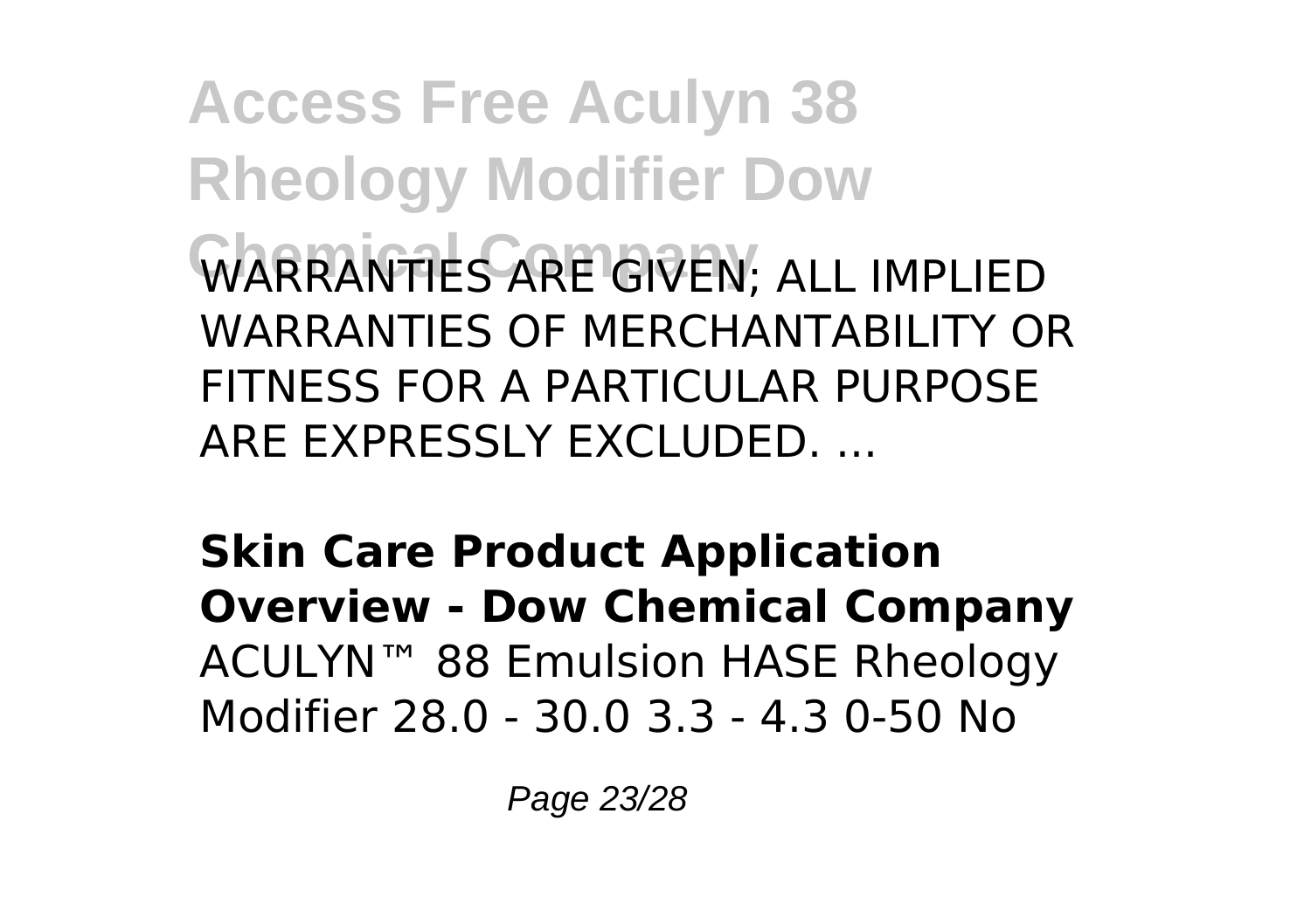WARRANTIES ARE GIVEN; ALL IMPLIED WARRANTIES OF MERCHANTABILITY OR FITNESS FOR A PARTICULAR PURPOSE ARE EXPRESSLY EXCLUDED. ...

**Skin Care Product Application Overview - Dow Chemical Company**
ACULYN™ 88 Emulsion HASE Rheology Modifier 28.0 - 30.0 3.3 - 4.3 0-50 No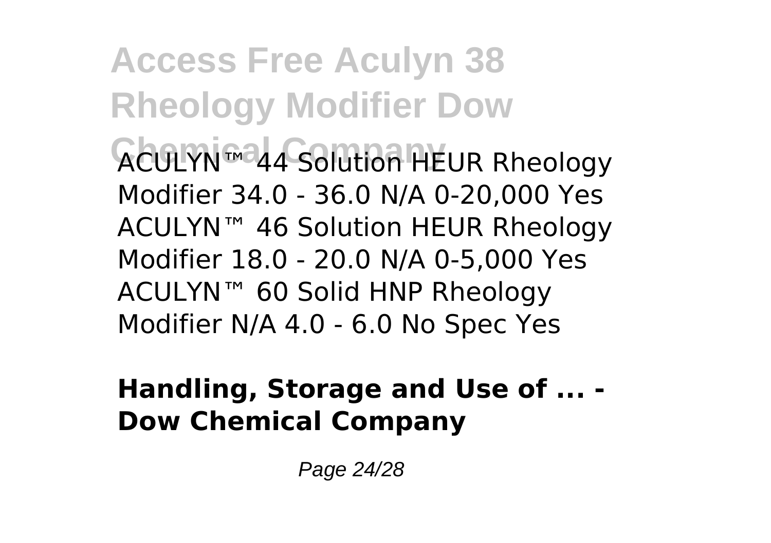ACULYN™ 44 Solution HEUR Rheology Modifier 34.0 - 36.0 N/A 0-20,000 Yes ACULYN™ 46 Solution HEUR Rheology Modifier 18.0 - 20.0 N/A 0-5,000 Yes ACULYN™ 60 Solid HNP Rheology Modifier N/A 4.0 - 6.0 No Spec Yes

**Handling, Storage and Use of ... - Dow Chemical Company**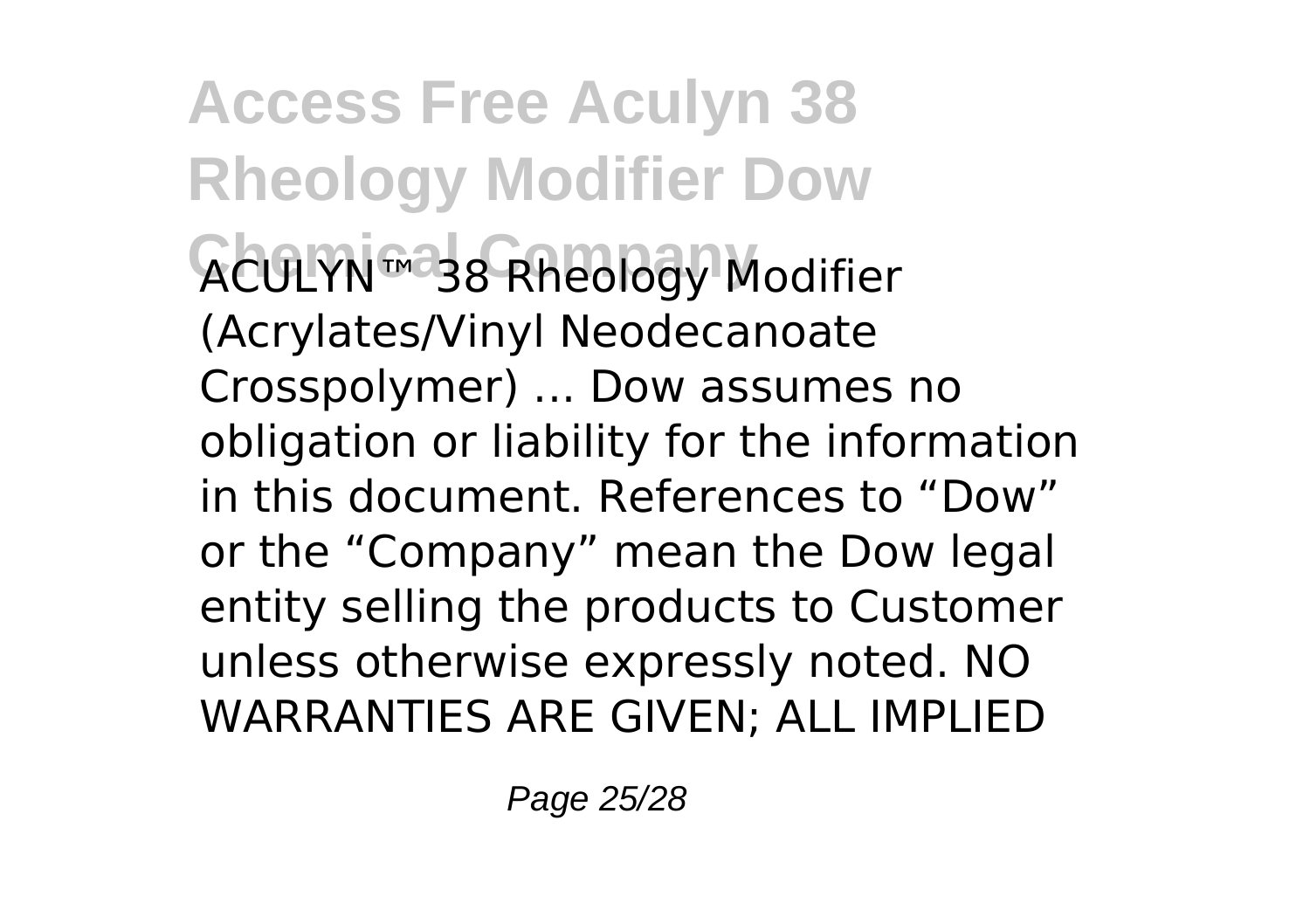ACULYN™ 38 Rheology Modifier (Acrylates/Vinyl Neodecanoate Crosspolymer) ... Dow assumes no obligation or liability for the information in this document. References to "Dow" or the "Company" mean the Dow legal entity selling the products to Customer unless otherwise expressly noted. NO WARRANTIES ARE GIVEN; ALL IMPLIED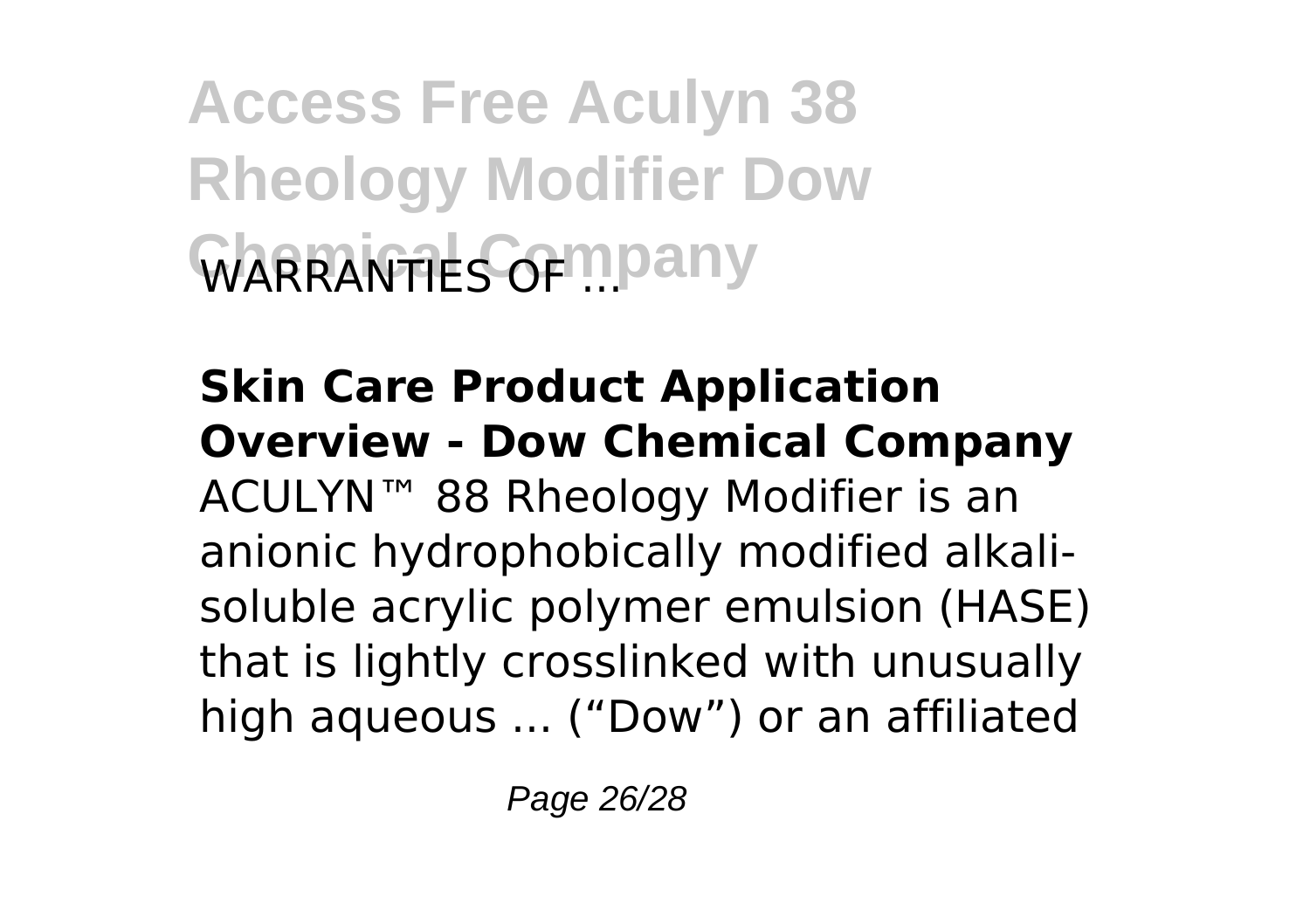WARRANTIES OF ...

**Skin Care Product Application Overview - Dow Chemical Company**
ACULYN™ 88 Rheology Modifier is an anionic hydrophobically modified alkali-soluble acrylic polymer emulsion (HASE) that is lightly crosslinked with unusually high aqueous ... ("Dow") or an affiliated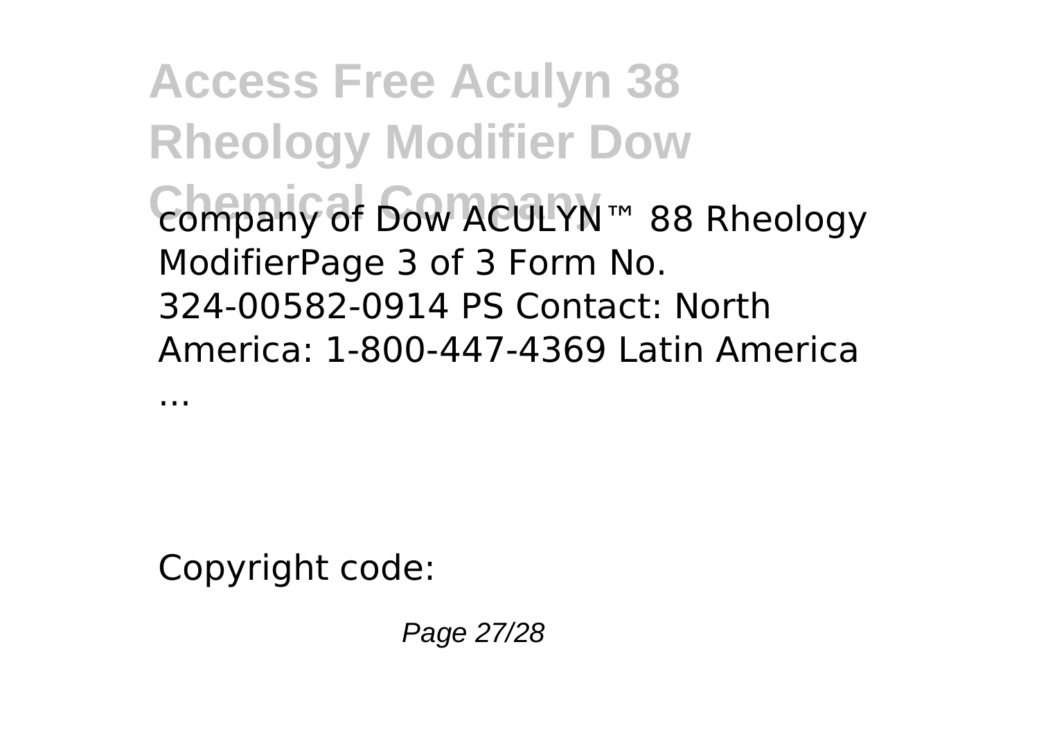company of Dow ACULYN™ 88 Rheology ModifierPage 3 of 3 Form No. 324-00582-0914 PS Contact: North America: 1-800-447-4369 Latin America ...

Copyright code: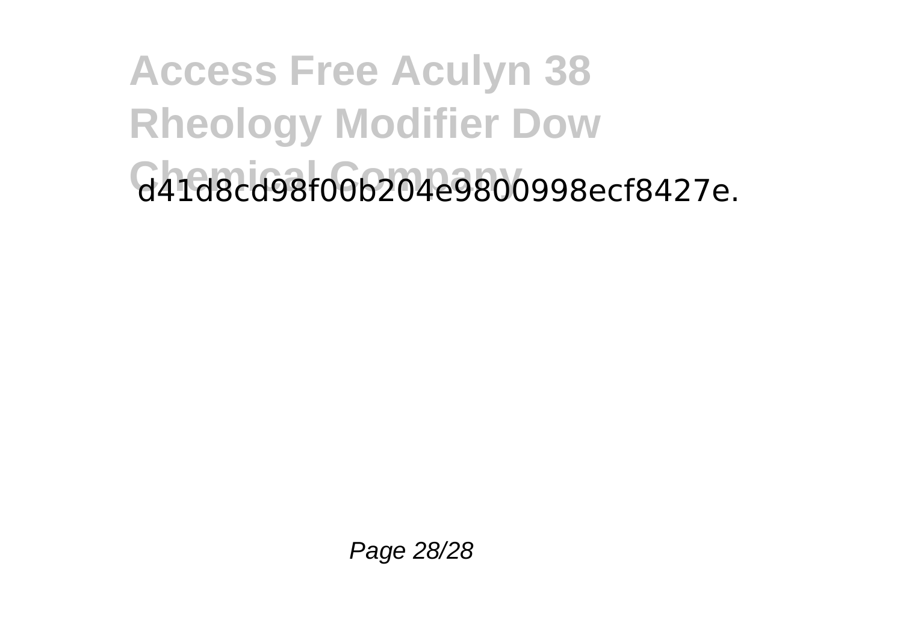d41d8cd98f00b204e9800998ecf8427e.